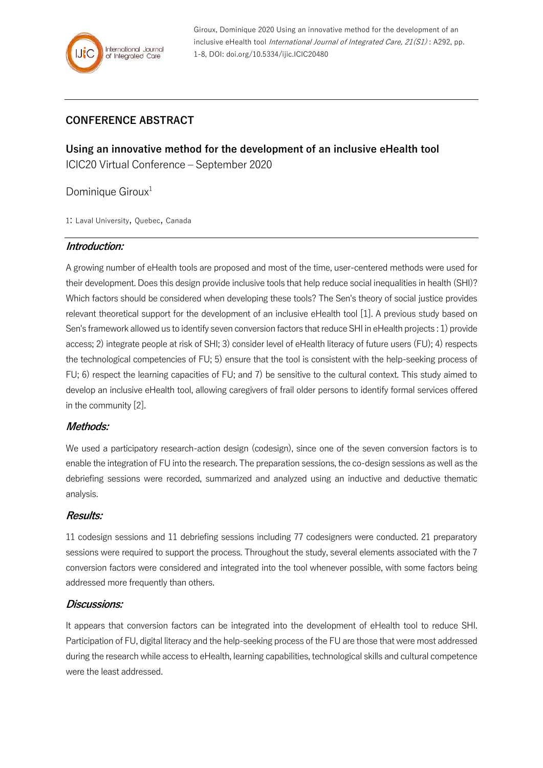Giroux, Dominique 2020 Using an innovative method for the development of an inclusive eHealth tool *International Journal of Integrated Care, 21(S1)* : A292, pp. 1-8, DOI: doi.org/10.5334/ijic.ICIC20480

## CONFERENCE ABSTRACT

# Using an innovative method for the development of an inclusive eHealth tool

ICIC20 Virtual Conference – September 2020

Dominique Giroux[1]

1: Laval University, Quebec, Canada

### *Introduction:*

A growing number of eHealth tools are proposed and most of the time, user-centered methods were used for their development. Does this design provide inclusive tools that help reduce social inequalities in health (SHI)? Which factors should be considered when developing these tools? The Sen's theory of social justice provides relevant theoretical support for the development of an inclusive eHealth tool [1]. A previous study based on Sen's framework allowed us to identify seven conversion factors that reduce SHI in eHealth projects : 1) provide access; 2) integrate people at risk of SHI; 3) consider level of eHealth literacy of future users (FU); 4) respects the technological competencies of FU; 5) ensure that the tool is consistent with the help-seeking process of FU; 6) respect the learning capacities of FU; and 7) be sensitive to the cultural context. This study aimed to develop an inclusive eHealth tool, allowing caregivers of frail older persons to identify formal services offered in the community [2].

### *Methods:*

We used a participatory research-action design (codesign), since one of the seven conversion factors is to enable the integration of FU into the research. The preparation sessions, the co-design sessions as well as the debriefing sessions were recorded, summarized and analyzed using an inductive and deductive thematic analysis.

### *Results:*

11 codesign sessions and 11 debriefing sessions including 77 codesigners were conducted. 21 preparatory sessions were required to support the process. Throughout the study, several elements associated with the 7 conversion factors were considered and integrated into the tool whenever possible, with some factors being addressed more frequently than others.

### *Discussions:*

It appears that conversion factors can be integrated into the development of eHealth tool to reduce SHI. Participation of FU, digital literacy and the help-seeking process of the FU are those that were most addressed during the research while access to eHealth, learning capabilities, technological skills and cultural competence were the least addressed.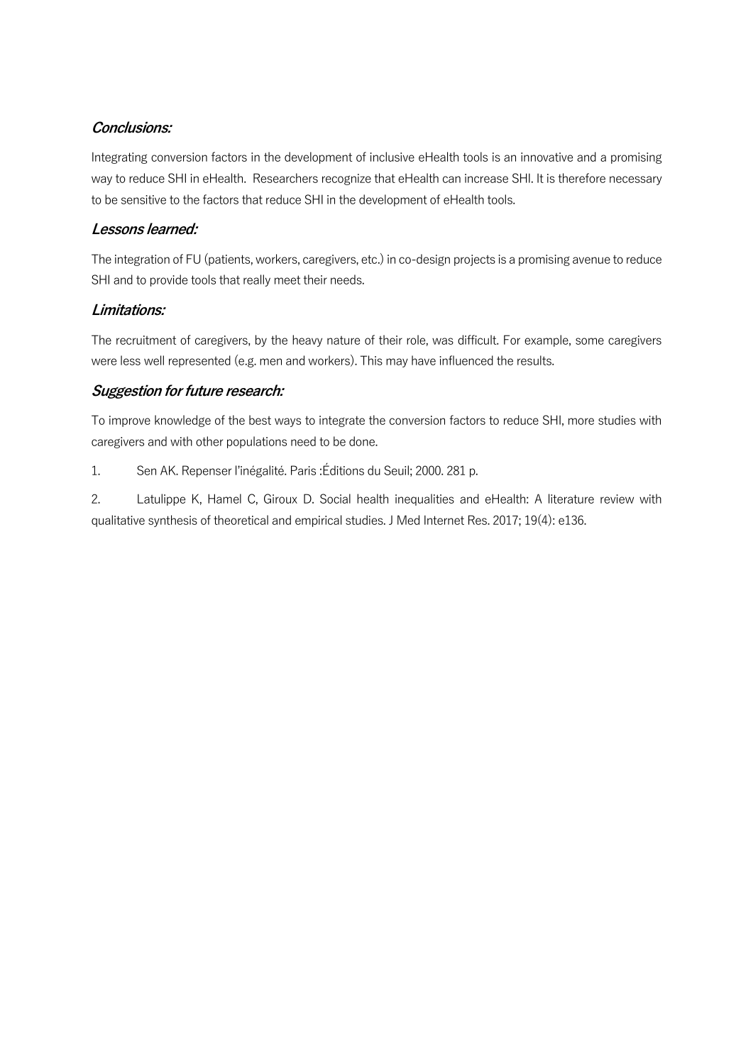### *Conclusions:*

Integrating conversion factors in the development of inclusive eHealth tools is an innovative and a promising way to reduce SHI in eHealth. Researchers recognize that eHealth can increase SHI. It is therefore necessary to be sensitive to the factors that reduce SHI in the development of eHealth tools.

### *Lessons learned:*

The integration of FU (patients, workers, caregivers, etc.) in co-design projects is a promising avenue to reduce SHI and to provide tools that really meet their needs.

### *Limitations:*

The recruitment of caregivers, by the heavy nature of their role, was difficult. For example, some caregivers were less well represented (e.g. men and workers). This may have influenced the results.

### *Suggestion for future research:*

To improve knowledge of the best ways to integrate the conversion factors to reduce SHI, more studies with caregivers and with other populations need to be done.

1. Sen AK. Repenser l'inégalité. Paris :Éditions du Seuil; 2000. 281 p.

2. Latulippe K, Hamel C, Giroux D. Social health inequalities and eHealth: A literature review with qualitative synthesis of theoretical and empirical studies. J Med Internet Res. 2017; 19(4): e136.